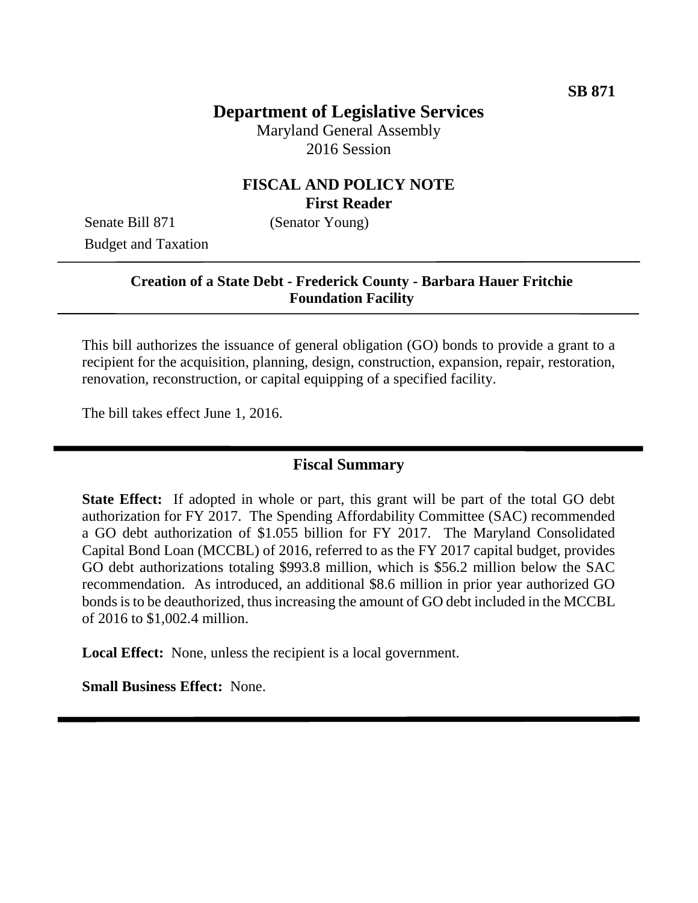SB 871

# Department of Legislative Services

Maryland General Assembly
2016 Session

## FISCAL AND POLICY NOTE

**First Reader**

Senate Bill 871 (Senator Young)
Budget and Taxation

**Creation of a State Debt - Frederick County - Barbara Hauer Fritchie Foundation Facility**

This bill authorizes the issuance of general obligation (GO) bonds to provide a grant to a recipient for the acquisition, planning, design, construction, expansion, repair, restoration, renovation, reconstruction, or capital equipping of a specified facility.

The bill takes effect June 1, 2016.

## Fiscal Summary

**State Effect:** If adopted in whole or part, this grant will be part of the total GO debt authorization for FY 2017. The Spending Affordability Committee (SAC) recommended a GO debt authorization of $1.055 billion for FY 2017. The Maryland Consolidated Capital Bond Loan (MCCBL) of 2016, referred to as the FY 2017 capital budget, provides GO debt authorizations totaling $993.8 million, which is $56.2 million below the SAC recommendation. As introduced, an additional $8.6 million in prior year authorized GO bonds is to be deauthorized, thus increasing the amount of GO debt included in the MCCBL of 2016 to $1,002.4 million.

**Local Effect:** None, unless the recipient is a local government.

**Small Business Effect:** None.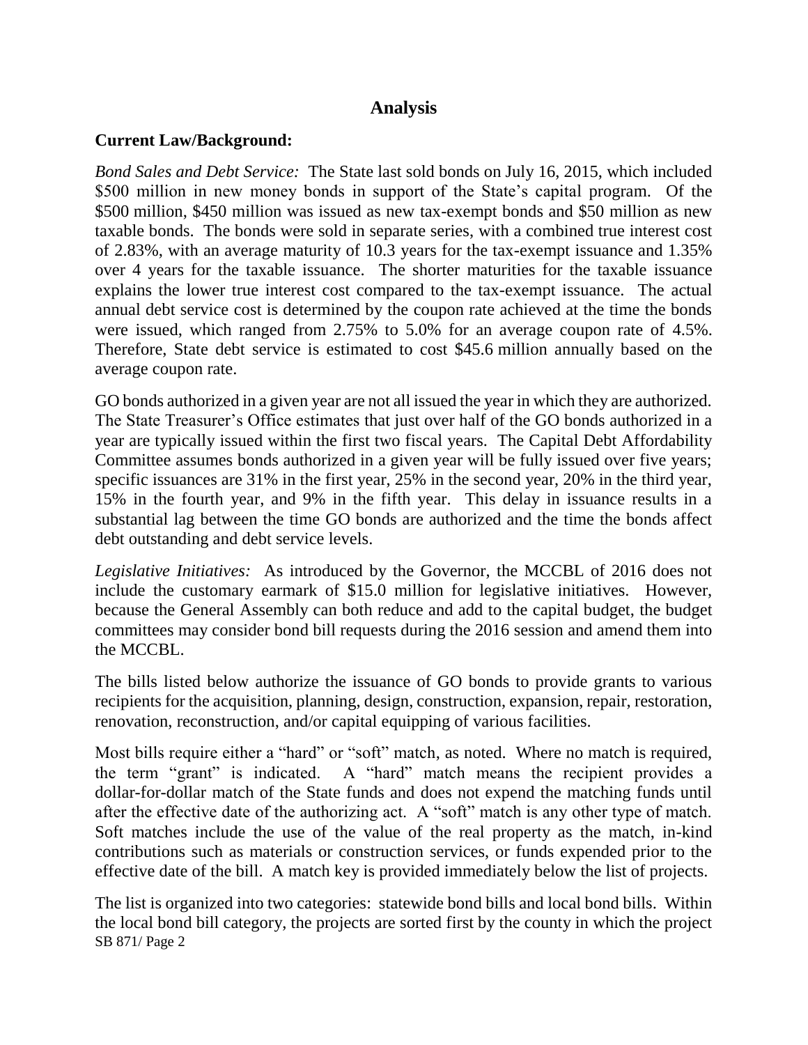## Analysis

**Current Law/Background:**

*Bond Sales and Debt Service:* The State last sold bonds on July 16, 2015, which included $500 million in new money bonds in support of the State's capital program. Of the $500 million, $450 million was issued as new tax-exempt bonds and $50 million as new taxable bonds. The bonds were sold in separate series, with a combined true interest cost of 2.83%, with an average maturity of 10.3 years for the tax-exempt issuance and 1.35% over 4 years for the taxable issuance. The shorter maturities for the taxable issuance explains the lower true interest cost compared to the tax-exempt issuance. The actual annual debt service cost is determined by the coupon rate achieved at the time the bonds were issued, which ranged from 2.75% to 5.0% for an average coupon rate of 4.5%. Therefore, State debt service is estimated to cost $45.6 million annually based on the average coupon rate.

GO bonds authorized in a given year are not all issued the year in which they are authorized. The State Treasurer's Office estimates that just over half of the GO bonds authorized in a year are typically issued within the first two fiscal years. The Capital Debt Affordability Committee assumes bonds authorized in a given year will be fully issued over five years; specific issuances are 31% in the first year, 25% in the second year, 20% in the third year, 15% in the fourth year, and 9% in the fifth year. This delay in issuance results in a substantial lag between the time GO bonds are authorized and the time the bonds affect debt outstanding and debt service levels.

*Legislative Initiatives:* As introduced by the Governor, the MCCBL of 2016 does not include the customary earmark of $15.0 million for legislative initiatives. However, because the General Assembly can both reduce and add to the capital budget, the budget committees may consider bond bill requests during the 2016 session and amend them into the MCCBL.

The bills listed below authorize the issuance of GO bonds to provide grants to various recipients for the acquisition, planning, design, construction, expansion, repair, restoration, renovation, reconstruction, and/or capital equipping of various facilities.

Most bills require either a "hard" or "soft" match, as noted. Where no match is required, the term "grant" is indicated. A "hard" match means the recipient provides a dollar-for-dollar match of the State funds and does not expend the matching funds until after the effective date of the authorizing act. A "soft" match is any other type of match. Soft matches include the use of the value of the real property as the match, in-kind contributions such as materials or construction services, or funds expended prior to the effective date of the bill. A match key is provided immediately below the list of projects.

The list is organized into two categories: statewide bond bills and local bond bills. Within the local bond bill category, the projects are sorted first by the county in which the project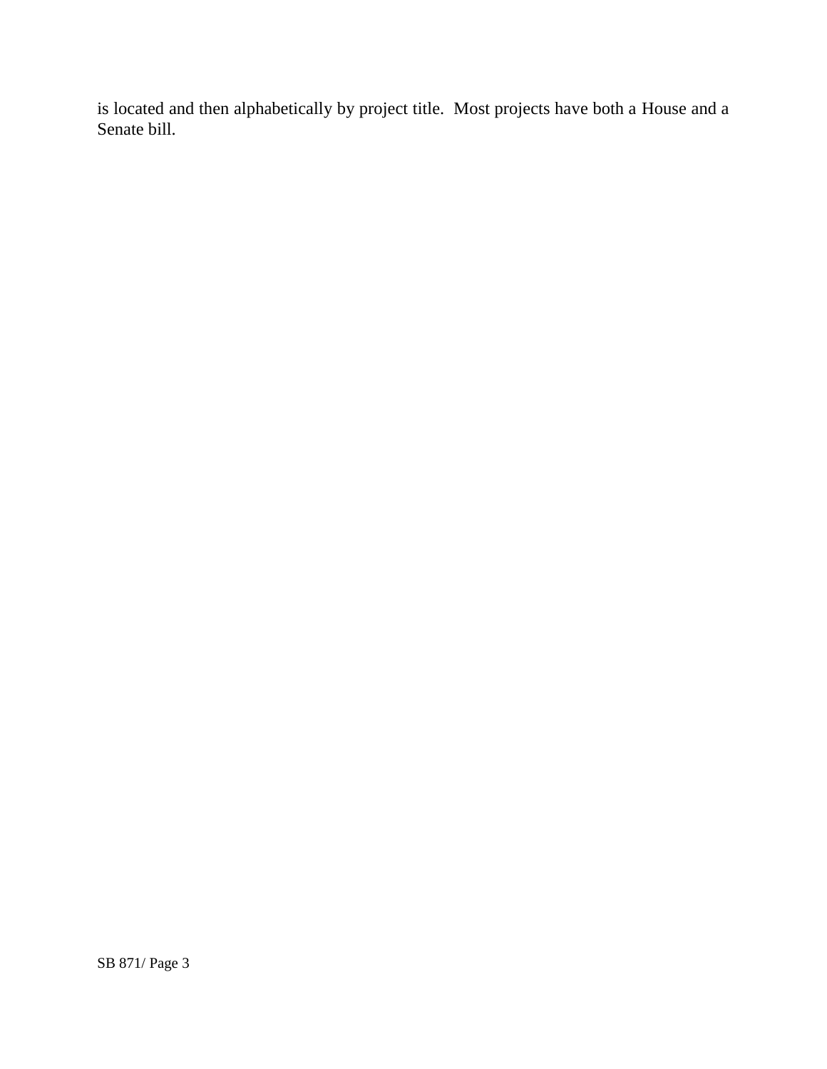is located and then alphabetically by project title. Most projects have both a House and a Senate bill.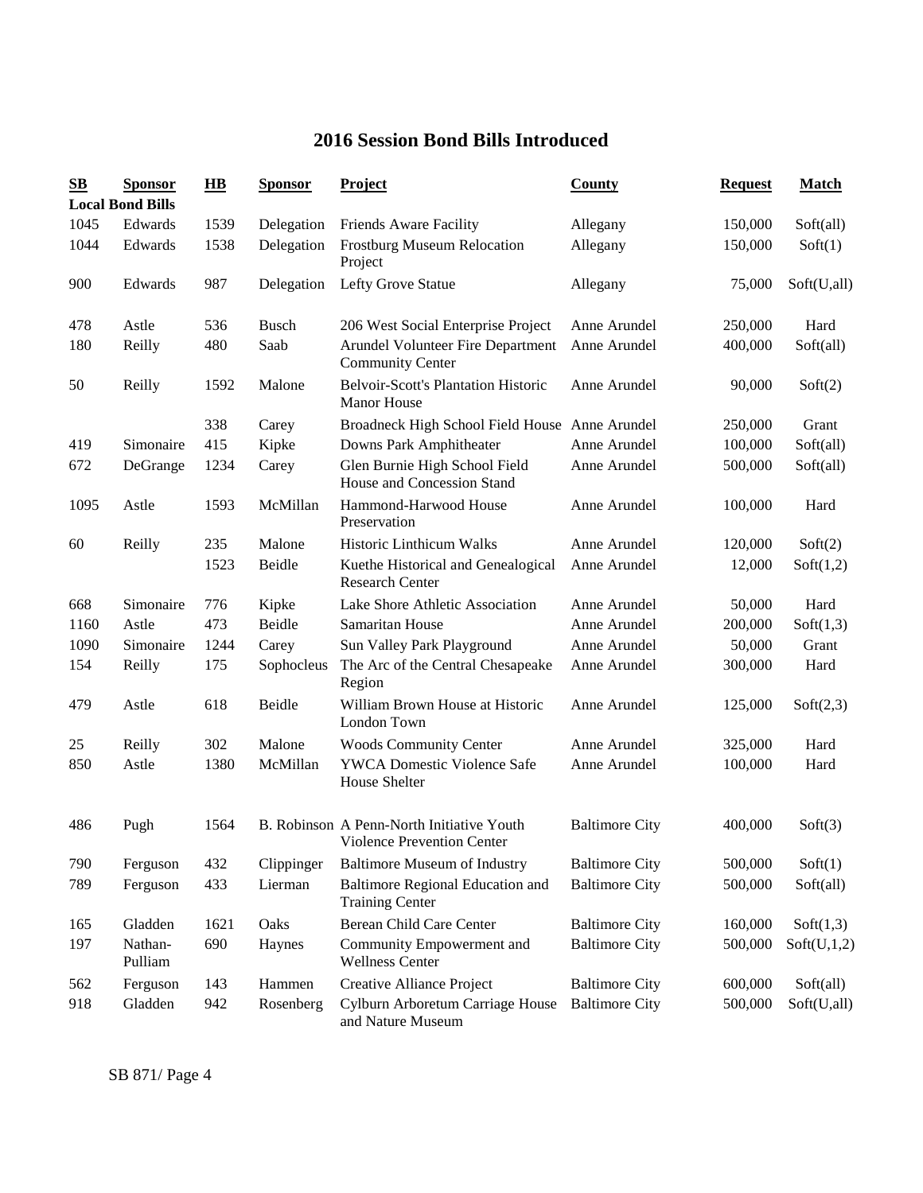# 2016 Session Bond Bills Introduced

| SB | Sponsor | HB | Sponsor | Project | County | Request | Match |
|---|---|---|---|---|---|---|---|
| **Local Bond Bills** | | | | | | | |
| 1045 | Edwards | 1539 | Delegation | Friends Aware Facility | Allegany | 150,000 | Soft(all) |
| 1044 | Edwards | 1538 | Delegation | Frostburg Museum Relocation Project | Allegany | 150,000 | Soft(1) |
| 900 | Edwards | 987 | Delegation | Lefty Grove Statue | Allegany | 75,000 | Soft(U,all) |
| 478 | Astle | 536 | Busch | 206 West Social Enterprise Project | Anne Arundel | 250,000 | Hard |
| 180 | Reilly | 480 | Saab | Arundel Volunteer Fire Department Community Center | Anne Arundel | 400,000 | Soft(all) |
| 50 | Reilly | 1592 | Malone | Belvoir-Scott's Plantation Historic Manor House | Anne Arundel | 90,000 | Soft(2) |
| | | 338 | Carey | Broadneck High School Field House | Anne Arundel | 250,000 | Grant |
| 419 | Simonaire | 415 | Kipke | Downs Park Amphitheater | Anne Arundel | 100,000 | Soft(all) |
| 672 | DeGrange | 1234 | Carey | Glen Burnie High School Field House and Concession Stand | Anne Arundel | 500,000 | Soft(all) |
| 1095 | Astle | 1593 | McMillan | Hammond-Harwood House Preservation | Anne Arundel | 100,000 | Hard |
| 60 | Reilly | 235 | Malone | Historic Linthicum Walks | Anne Arundel | 120,000 | Soft(2) |
| | | 1523 | Beidle | Kuethe Historical and Genealogical Research Center | Anne Arundel | 12,000 | Soft(1,2) |
| 668 | Simonaire | 776 | Kipke | Lake Shore Athletic Association | Anne Arundel | 50,000 | Hard |
| 1160 | Astle | 473 | Beidle | Samaritan House | Anne Arundel | 200,000 | Soft(1,3) |
| 1090 | Simonaire | 1244 | Carey | Sun Valley Park Playground | Anne Arundel | 50,000 | Grant |
| 154 | Reilly | 175 | Sophocleus | The Arc of the Central Chesapeake Region | Anne Arundel | 300,000 | Hard |
| 479 | Astle | 618 | Beidle | William Brown House at Historic London Town | Anne Arundel | 125,000 | Soft(2,3) |
| 25 | Reilly | 302 | Malone | Woods Community Center | Anne Arundel | 325,000 | Hard |
| 850 | Astle | 1380 | McMillan | YWCA Domestic Violence Safe House Shelter | Anne Arundel | 100,000 | Hard |
| 486 | Pugh | 1564 | B. Robinson | A Penn-North Initiative Youth Violence Prevention Center | Baltimore City | 400,000 | Soft(3) |
| 790 | Ferguson | 432 | Clippinger | Baltimore Museum of Industry | Baltimore City | 500,000 | Soft(1) |
| 789 | Ferguson | 433 | Lierman | Baltimore Regional Education and Training Center | Baltimore City | 500,000 | Soft(all) |
| 165 | Gladden | 1621 | Oaks | Berean Child Care Center | Baltimore City | 160,000 | Soft(1,3) |
| 197 | Nathan-Pulliam | 690 | Haynes | Community Empowerment and Wellness Center | Baltimore City | 500,000 | Soft(U,1,2) |
| 562 | Ferguson | 143 | Hammen | Creative Alliance Project | Baltimore City | 600,000 | Soft(all) |
| 918 | Gladden | 942 | Rosenberg | Cylburn Arboretum Carriage House and Nature Museum | Baltimore City | 500,000 | Soft(U,all) |

SB 871/ Page 4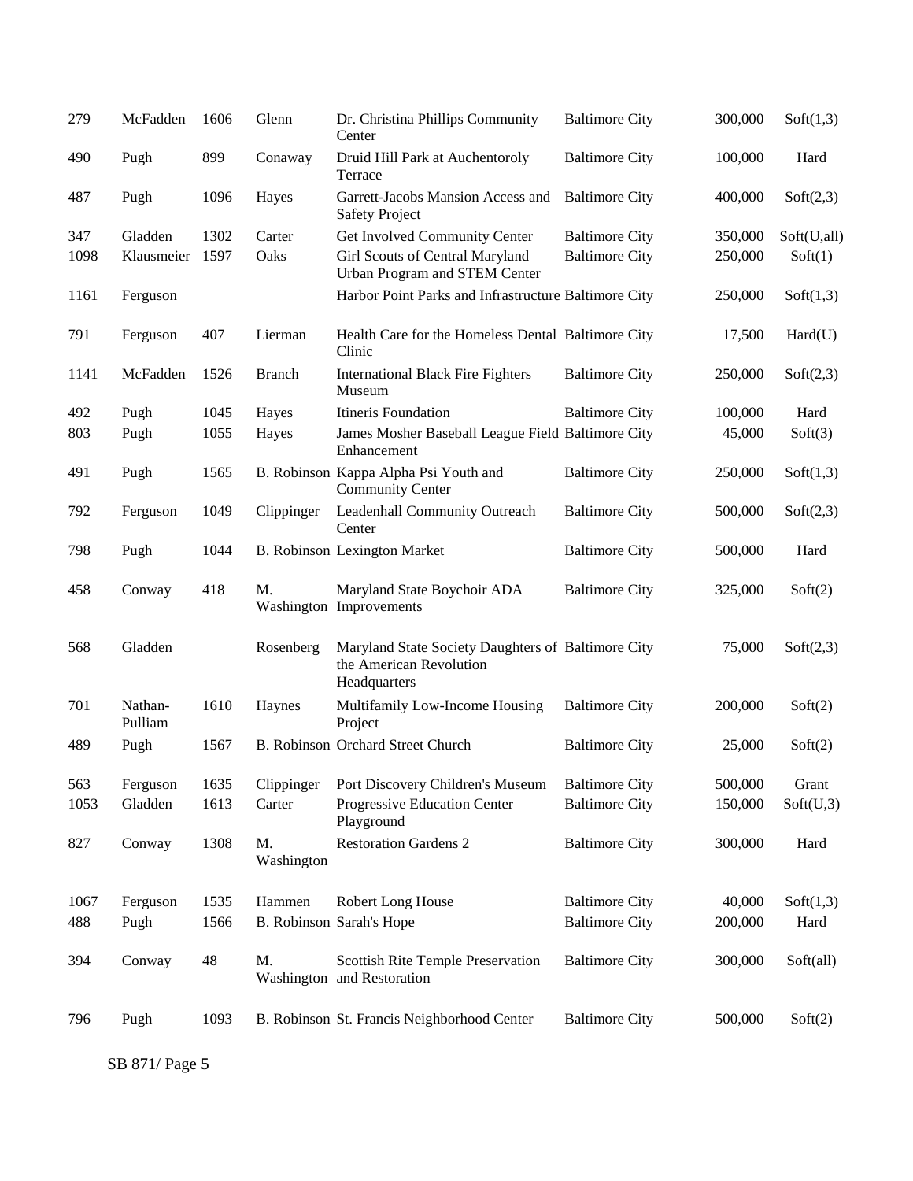| | | | | | | | |
|---|---|---|---|---|---|---|---|
| 279 | McFadden | 1606 | Glenn | Dr. Christina Phillips Community Center | Baltimore City | 300,000 | Soft(1,3) |
| 490 | Pugh | 899 | Conaway | Druid Hill Park at Auchentoroly Terrace | Baltimore City | 100,000 | Hard |
| 487 | Pugh | 1096 | Hayes | Garrett-Jacobs Mansion Access and Safety Project | Baltimore City | 400,000 | Soft(2,3) |
| 347 | Gladden | 1302 | Carter | Get Involved Community Center | Baltimore City | 350,000 | Soft(U,all) |
| 1098 | Klausmeier | 1597 | Oaks | Girl Scouts of Central Maryland Urban Program and STEM Center | Baltimore City | 250,000 | Soft(1) |
| 1161 | Ferguson | | | Harbor Point Parks and Infrastructure | Baltimore City | 250,000 | Soft(1,3) |
| 791 | Ferguson | 407 | Lierman | Health Care for the Homeless Dental Clinic | Baltimore City | 17,500 | Hard(U) |
| 1141 | McFadden | 1526 | Branch | International Black Fire Fighters Museum | Baltimore City | 250,000 | Soft(2,3) |
| 492 | Pugh | 1045 | Hayes | Itineris Foundation | Baltimore City | 100,000 | Hard |
| 803 | Pugh | 1055 | Hayes | James Mosher Baseball League Field Enhancement | Baltimore City | 45,000 | Soft(3) |
| 491 | Pugh | 1565 | B. Robinson | Kappa Alpha Psi Youth and Community Center | Baltimore City | 250,000 | Soft(1,3) |
| 792 | Ferguson | 1049 | Clippinger | Leadenhall Community Outreach Center | Baltimore City | 500,000 | Soft(2,3) |
| 798 | Pugh | 1044 | B. Robinson | Lexington Market | Baltimore City | 500,000 | Hard |
| 458 | Conway | 418 | M. Washington | Maryland State Boychoir ADA Improvements | Baltimore City | 325,000 | Soft(2) |
| 568 | Gladden | | Rosenberg | Maryland State Society Daughters of the American Revolution Headquarters | Baltimore City | 75,000 | Soft(2,3) |
| 701 | Nathan-Pulliam | 1610 | Haynes | Multifamily Low-Income Housing Project | Baltimore City | 200,000 | Soft(2) |
| 489 | Pugh | 1567 | B. Robinson | Orchard Street Church | Baltimore City | 25,000 | Soft(2) |
| 563 | Ferguson | 1635 | Clippinger | Port Discovery Children's Museum | Baltimore City | 500,000 | Grant |
| 1053 | Gladden | 1613 | Carter | Progressive Education Center Playground | Baltimore City | 150,000 | Soft(U,3) |
| 827 | Conway | 1308 | M. Washington | Restoration Gardens 2 | Baltimore City | 300,000 | Hard |
| 1067 | Ferguson | 1535 | Hammen | Robert Long House | Baltimore City | 40,000 | Soft(1,3) |
| 488 | Pugh | 1566 | B. Robinson | Sarah's Hope | Baltimore City | 200,000 | Hard |
| 394 | Conway | 48 | M. Washington | Scottish Rite Temple Preservation and Restoration | Baltimore City | 300,000 | Soft(all) |
| 796 | Pugh | 1093 | B. Robinson | St. Francis Neighborhood Center | Baltimore City | 500,000 | Soft(2) |

SB 871/ Page 5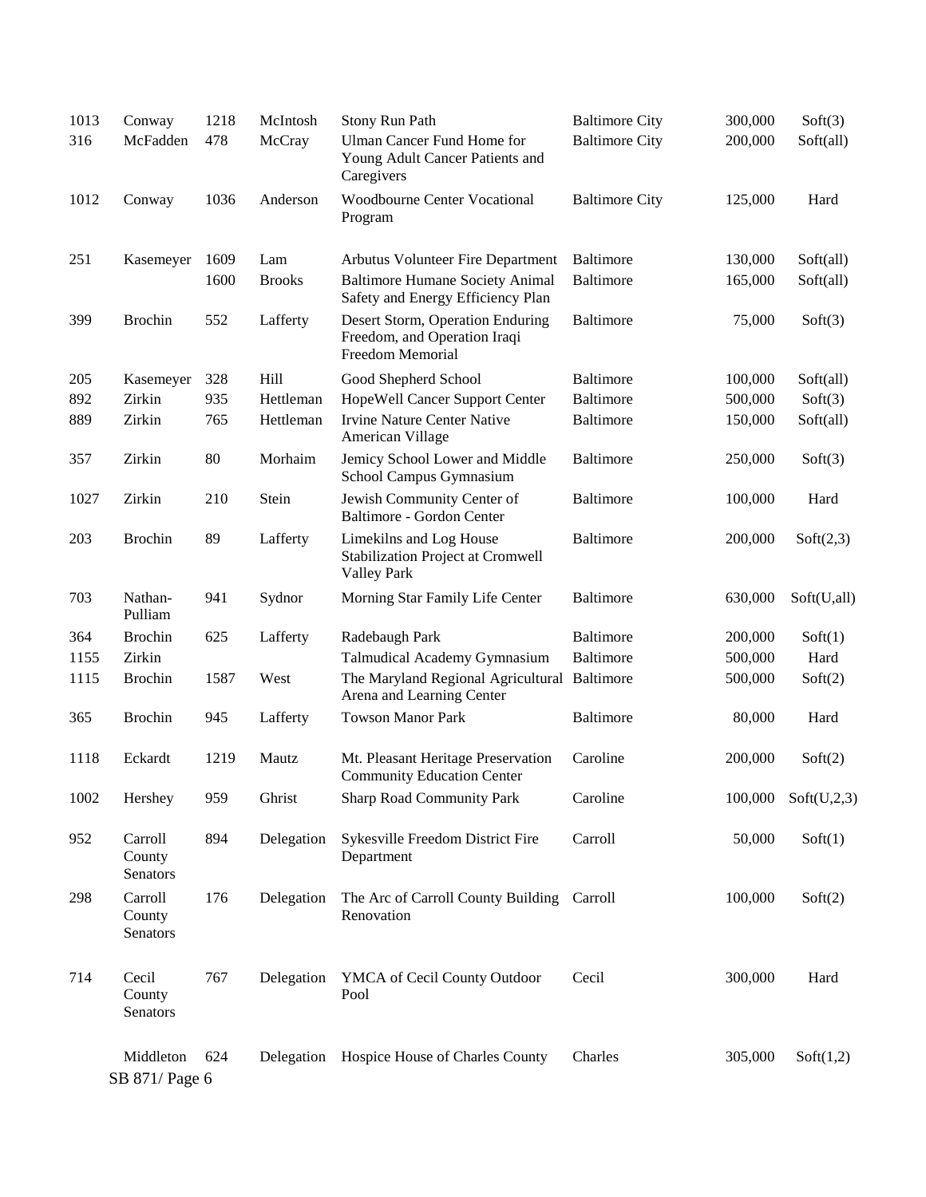| | | | | | | | |
|---|---|---|---|---|---|---|---|
| 1013 | Conway | 1218 | McIntosh | Stony Run Path | Baltimore City | 300,000 | Soft(3) |
| 316 | McFadden | 478 | McCray | Ulman Cancer Fund Home for Young Adult Cancer Patients and Caregivers | Baltimore City | 200,000 | Soft(all) |
| 1012 | Conway | 1036 | Anderson | Woodbourne Center Vocational Program | Baltimore City | 125,000 | Hard |
| 251 | Kasemeyer | 1609 | Lam | Arbutus Volunteer Fire Department | Baltimore | 130,000 | Soft(all) |
| | | 1600 | Brooks | Baltimore Humane Society Animal Safety and Energy Efficiency Plan | Baltimore | 165,000 | Soft(all) |
| 399 | Brochin | 552 | Lafferty | Desert Storm, Operation Enduring Freedom, and Operation Iraqi Freedom Memorial | Baltimore | 75,000 | Soft(3) |
| 205 | Kasemeyer | 328 | Hill | Good Shepherd School | Baltimore | 100,000 | Soft(all) |
| 892 | Zirkin | 935 | Hettleman | HopeWell Cancer Support Center | Baltimore | 500,000 | Soft(3) |
| 889 | Zirkin | 765 | Hettleman | Irvine Nature Center Native American Village | Baltimore | 150,000 | Soft(all) |
| 357 | Zirkin | 80 | Morhaim | Jemicy School Lower and Middle School Campus Gymnasium | Baltimore | 250,000 | Soft(3) |
| 1027 | Zirkin | 210 | Stein | Jewish Community Center of Baltimore - Gordon Center | Baltimore | 100,000 | Hard |
| 203 | Brochin | 89 | Lafferty | Limekilns and Log House Stabilization Project at Cromwell Valley Park | Baltimore | 200,000 | Soft(2,3) |
| 703 | Nathan-Pulliam | 941 | Sydnor | Morning Star Family Life Center | Baltimore | 630,000 | Soft(U,all) |
| 364 | Brochin | 625 | Lafferty | Radebaugh Park | Baltimore | 200,000 | Soft(1) |
| 1155 | Zirkin | | | Talmudical Academy Gymnasium | Baltimore | 500,000 | Hard |
| 1115 | Brochin | 1587 | West | The Maryland Regional Agricultural Arena and Learning Center | Baltimore | 500,000 | Soft(2) |
| 365 | Brochin | 945 | Lafferty | Towson Manor Park | Baltimore | 80,000 | Hard |
| 1118 | Eckardt | 1219 | Mautz | Mt. Pleasant Heritage Preservation Community Education Center | Caroline | 200,000 | Soft(2) |
| 1002 | Hershey | 959 | Ghrist | Sharp Road Community Park | Caroline | 100,000 | Soft(U,2,3) |
| 952 | Carroll County Senators | 894 | Delegation | Sykesville Freedom District Fire Department | Carroll | 50,000 | Soft(1) |
| 298 | Carroll County Senators | 176 | Delegation | The Arc of Carroll County Building Renovation | Carroll | 100,000 | Soft(2) |
| 714 | Cecil County Senators | 767 | Delegation | YMCA of Cecil County Outdoor Pool | Cecil | 300,000 | Hard |
| | Middleton | 624 | Delegation | Hospice House of Charles County | Charles | 305,000 | Soft(1,2) |

SB 871/ Page 6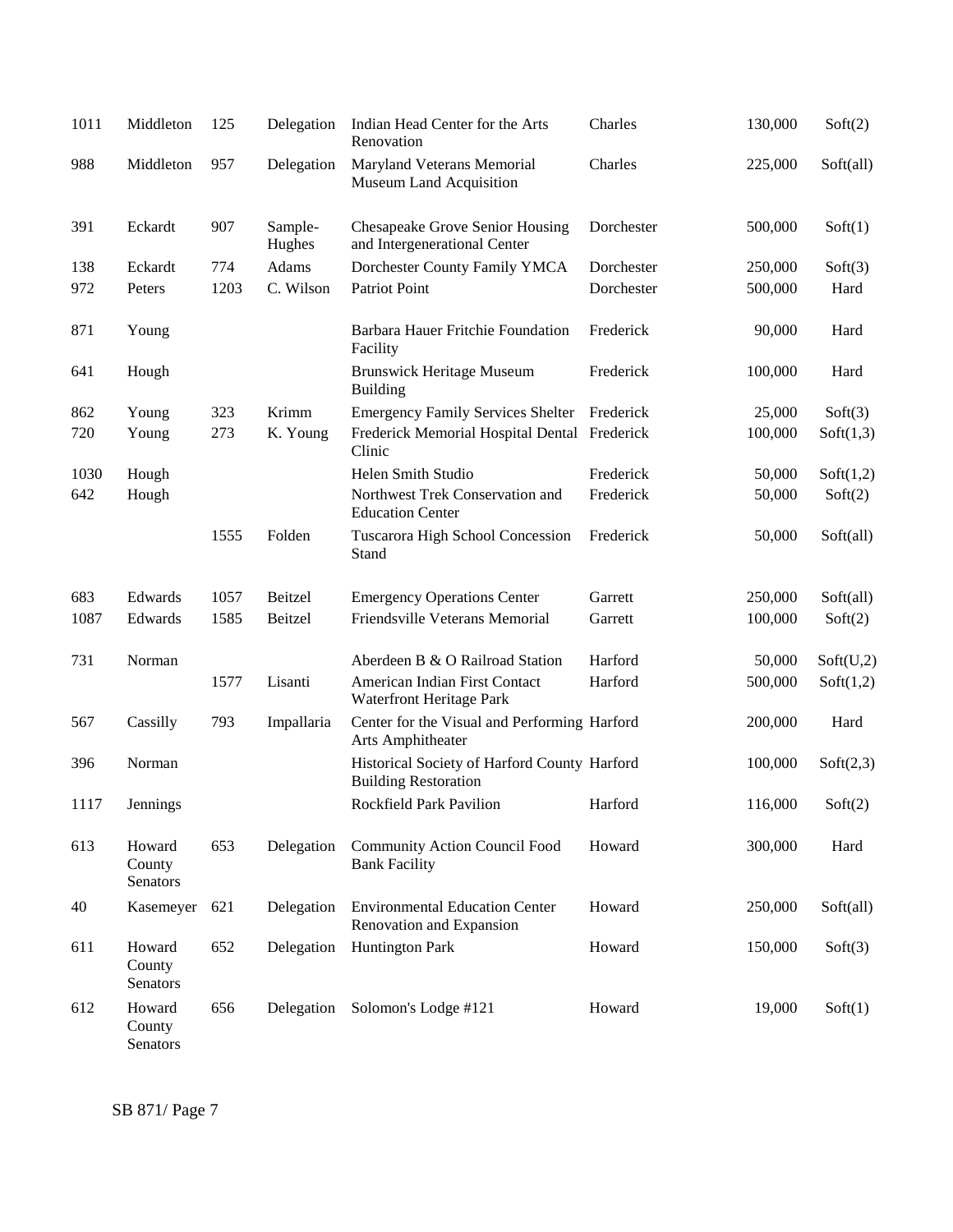| | | | | | | | |
|---|---|---|---|---|---|---|---|
| 1011 | Middleton | 125 | Delegation | Indian Head Center for the Arts Renovation | Charles | 130,000 | Soft(2) |
| 988 | Middleton | 957 | Delegation | Maryland Veterans Memorial Museum Land Acquisition | Charles | 225,000 | Soft(all) |
| 391 | Eckardt | 907 | Sample-Hughes | Chesapeake Grove Senior Housing and Intergenerational Center | Dorchester | 500,000 | Soft(1) |
| 138 | Eckardt | 774 | Adams | Dorchester County Family YMCA | Dorchester | 250,000 | Soft(3) |
| 972 | Peters | 1203 | C. Wilson | Patriot Point | Dorchester | 500,000 | Hard |
| 871 | Young | | | Barbara Hauer Fritchie Foundation Facility | Frederick | 90,000 | Hard |
| 641 | Hough | | | Brunswick Heritage Museum Building | Frederick | 100,000 | Hard |
| 862 | Young | 323 | Krimm | Emergency Family Services Shelter | Frederick | 25,000 | Soft(3) |
| 720 | Young | 273 | K. Young | Frederick Memorial Hospital Dental Clinic | Frederick | 100,000 | Soft(1,3) |
| 1030 | Hough | | | Helen Smith Studio | Frederick | 50,000 | Soft(1,2) |
| 642 | Hough | | | Northwest Trek Conservation and Education Center | Frederick | 50,000 | Soft(2) |
| | | 1555 | Folden | Tuscarora High School Concession Stand | Frederick | 50,000 | Soft(all) |
| 683 | Edwards | 1057 | Beitzel | Emergency Operations Center | Garrett | 250,000 | Soft(all) |
| 1087 | Edwards | 1585 | Beitzel | Friendsville Veterans Memorial | Garrett | 100,000 | Soft(2) |
| 731 | Norman | | | Aberdeen B & O Railroad Station | Harford | 50,000 | Soft(U,2) |
| | | 1577 | Lisanti | American Indian First Contact Waterfront Heritage Park | Harford | 500,000 | Soft(1,2) |
| 567 | Cassilly | 793 | Impallaria | Center for the Visual and Performing Arts Amphitheater | Harford | 200,000 | Hard |
| 396 | Norman | | | Historical Society of Harford County Building Restoration | Harford | 100,000 | Soft(2,3) |
| 1117 | Jennings | | | Rockfield Park Pavilion | Harford | 116,000 | Soft(2) |
| 613 | Howard County Senators | 653 | Delegation | Community Action Council Food Bank Facility | Howard | 300,000 | Hard |
| 40 | Kasemeyer | 621 | Delegation | Environmental Education Center Renovation and Expansion | Howard | 250,000 | Soft(all) |
| 611 | Howard County Senators | 652 | Delegation | Huntington Park | Howard | 150,000 | Soft(3) |
| 612 | Howard County Senators | 656 | Delegation | Solomon's Lodge #121 | Howard | 19,000 | Soft(1) |

SB 871/ Page 7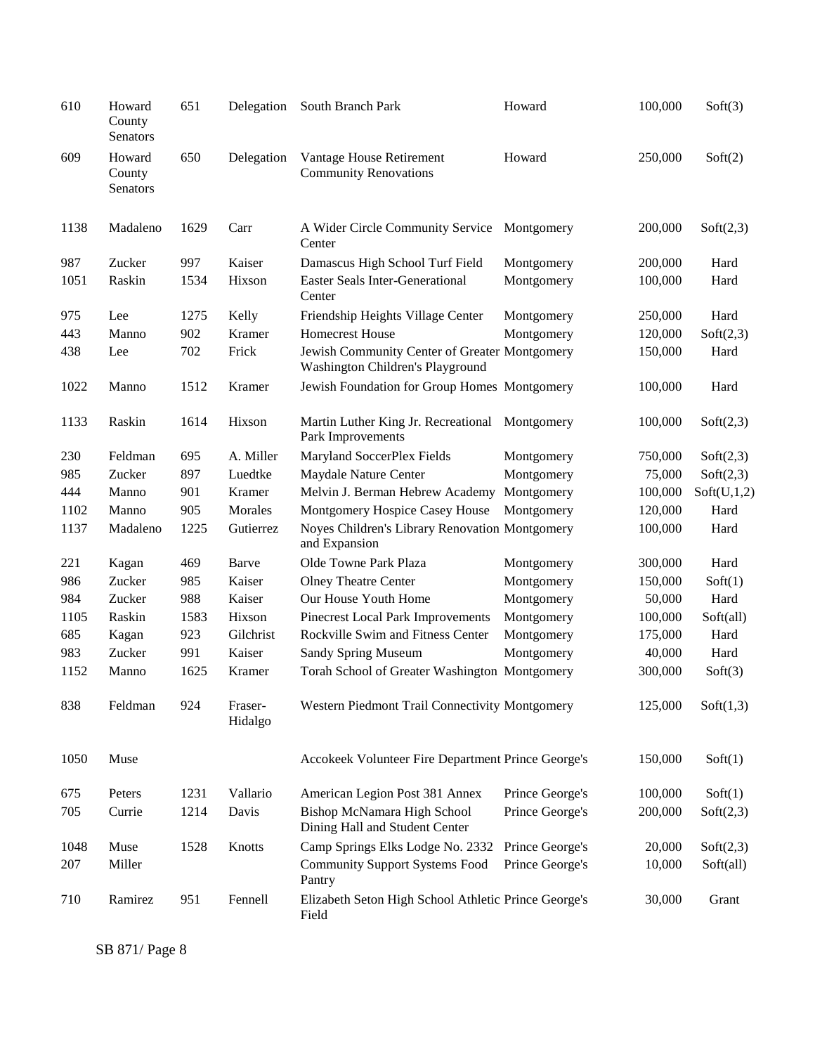| | | | | | | | |
|---|---|---|---|---|---|---|---|
| 610 | Howard County Senators | 651 | Delegation | South Branch Park | Howard | 100,000 | Soft(3) |
| 609 | Howard County Senators | 650 | Delegation | Vantage House Retirement Community Renovations | Howard | 250,000 | Soft(2) |
| 1138 | Madaleno | 1629 | Carr | A Wider Circle Community Service Center | Montgomery | 200,000 | Soft(2,3) |
| 987 | Zucker | 997 | Kaiser | Damascus High School Turf Field | Montgomery | 200,000 | Hard |
| 1051 | Raskin | 1534 | Hixson | Easter Seals Inter-Generational Center | Montgomery | 100,000 | Hard |
| 975 | Lee | 1275 | Kelly | Friendship Heights Village Center | Montgomery | 250,000 | Hard |
| 443 | Manno | 902 | Kramer | Homecrest House | Montgomery | 120,000 | Soft(2,3) |
| 438 | Lee | 702 | Frick | Jewish Community Center of Greater Washington Children's Playground | Montgomery | 150,000 | Hard |
| 1022 | Manno | 1512 | Kramer | Jewish Foundation for Group Homes | Montgomery | 100,000 | Hard |
| 1133 | Raskin | 1614 | Hixson | Martin Luther King Jr. Recreational Park Improvements | Montgomery | 100,000 | Soft(2,3) |
| 230 | Feldman | 695 | A. Miller | Maryland SoccerPlex Fields | Montgomery | 750,000 | Soft(2,3) |
| 985 | Zucker | 897 | Luedtke | Maydale Nature Center | Montgomery | 75,000 | Soft(2,3) |
| 444 | Manno | 901 | Kramer | Melvin J. Berman Hebrew Academy | Montgomery | 100,000 | Soft(U,1,2) |
| 1102 | Manno | 905 | Morales | Montgomery Hospice Casey House | Montgomery | 120,000 | Hard |
| 1137 | Madaleno | 1225 | Gutierrez | Noyes Children's Library Renovation and Expansion | Montgomery | 100,000 | Hard |
| 221 | Kagan | 469 | Barve | Olde Towne Park Plaza | Montgomery | 300,000 | Hard |
| 986 | Zucker | 985 | Kaiser | Olney Theatre Center | Montgomery | 150,000 | Soft(1) |
| 984 | Zucker | 988 | Kaiser | Our House Youth Home | Montgomery | 50,000 | Hard |
| 1105 | Raskin | 1583 | Hixson | Pinecrest Local Park Improvements | Montgomery | 100,000 | Soft(all) |
| 685 | Kagan | 923 | Gilchrist | Rockville Swim and Fitness Center | Montgomery | 175,000 | Hard |
| 983 | Zucker | 991 | Kaiser | Sandy Spring Museum | Montgomery | 40,000 | Hard |
| 1152 | Manno | 1625 | Kramer | Torah School of Greater Washington | Montgomery | 300,000 | Soft(3) |
| 838 | Feldman | 924 | Fraser-Hidalgo | Western Piedmont Trail Connectivity | Montgomery | 125,000 | Soft(1,3) |
| 1050 | Muse | | | Accokeek Volunteer Fire Department | Prince George's | 150,000 | Soft(1) |
| 675 | Peters | 1231 | Vallario | American Legion Post 381 Annex | Prince George's | 100,000 | Soft(1) |
| 705 | Currie | 1214 | Davis | Bishop McNamara High School Dining Hall and Student Center | Prince George's | 200,000 | Soft(2,3) |
| 1048 | Muse | 1528 | Knotts | Camp Springs Elks Lodge No. 2332 | Prince George's | 20,000 | Soft(2,3) |
| 207 | Miller | | | Community Support Systems Food Pantry | Prince George's | 10,000 | Soft(all) |
| 710 | Ramirez | 951 | Fennell | Elizabeth Seton High School Athletic Field | Prince George's | 30,000 | Grant |

SB 871/ Page 8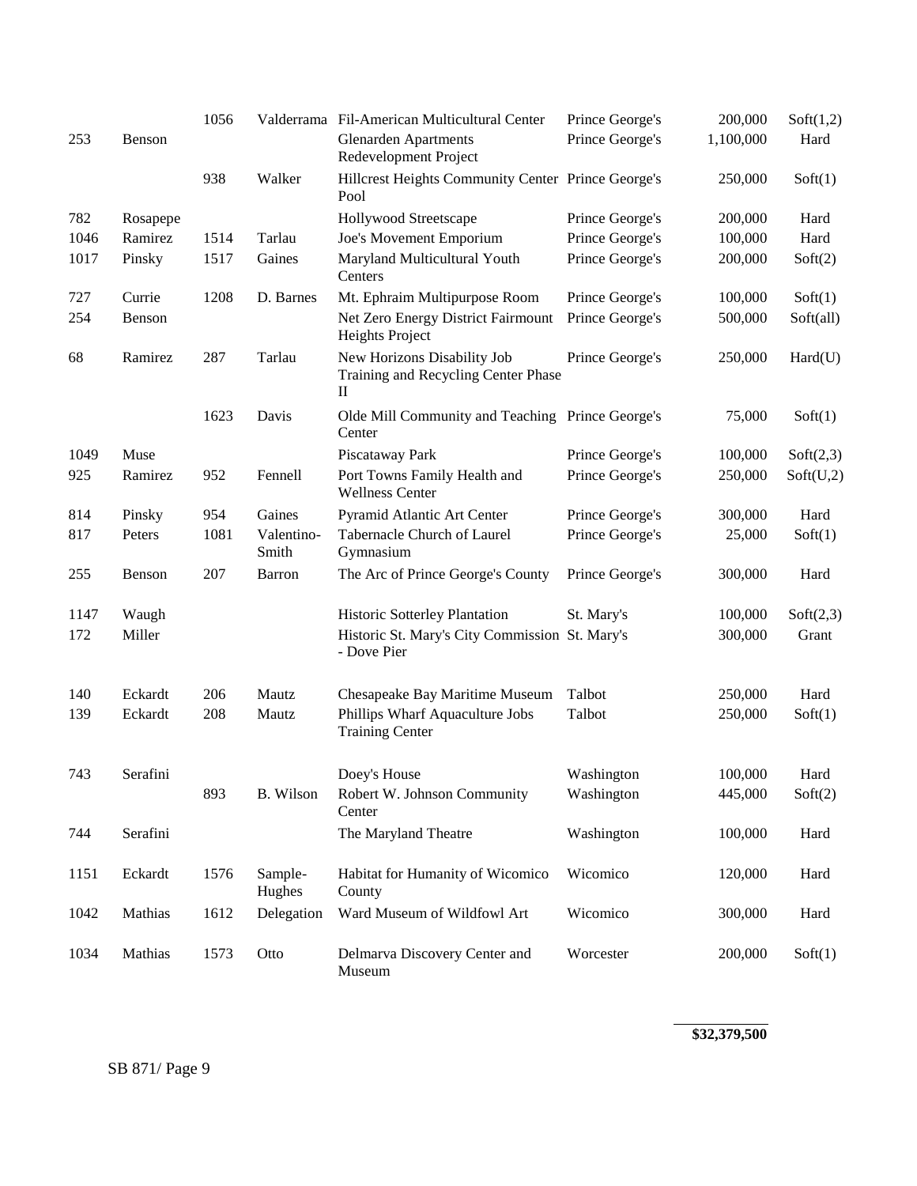| | | | | | | | |
|---|---|---|---|---|---|---|---|
| | | 1056 | Valderrama | Fil-American Multicultural Center | Prince George's | 200,000 | Soft(1,2) |
| 253 | Benson | | | Glenarden Apartments Redevelopment Project | Prince George's | 1,100,000 | Hard |
| | | 938 | Walker | Hillcrest Heights Community Center Pool | Prince George's | 250,000 | Soft(1) |
| 782 | Rosapepe | | | Hollywood Streetscape | Prince George's | 200,000 | Hard |
| 1046 | Ramirez | 1514 | Tarlau | Joe's Movement Emporium | Prince George's | 100,000 | Hard |
| 1017 | Pinsky | 1517 | Gaines | Maryland Multicultural Youth Centers | Prince George's | 200,000 | Soft(2) |
| 727 | Currie | 1208 | D. Barnes | Mt. Ephraim Multipurpose Room | Prince George's | 100,000 | Soft(1) |
| 254 | Benson | | | Net Zero Energy District Fairmount Heights Project | Prince George's | 500,000 | Soft(all) |
| 68 | Ramirez | 287 | Tarlau | New Horizons Disability Job Training and Recycling Center Phase II | Prince George's | 250,000 | Hard(U) |
| | | 1623 | Davis | Olde Mill Community and Teaching Center | Prince George's | 75,000 | Soft(1) |
| 1049 | Muse | | | Piscataway Park | Prince George's | 100,000 | Soft(2,3) |
| 925 | Ramirez | 952 | Fennell | Port Towns Family Health and Wellness Center | Prince George's | 250,000 | Soft(U,2) |
| 814 | Pinsky | 954 | Gaines | Pyramid Atlantic Art Center | Prince George's | 300,000 | Hard |
| 817 | Peters | 1081 | Valentino-Smith | Tabernacle Church of Laurel Gymnasium | Prince George's | 25,000 | Soft(1) |
| 255 | Benson | 207 | Barron | The Arc of Prince George's County | Prince George's | 300,000 | Hard |
| 1147 | Waugh | | | Historic Sotterley Plantation | St. Mary's | 100,000 | Soft(2,3) |
| 172 | Miller | | | Historic St. Mary's City Commission - Dove Pier | St. Mary's | 300,000 | Grant |
| 140 | Eckardt | 206 | Mautz | Chesapeake Bay Maritime Museum | Talbot | 250,000 | Hard |
| 139 | Eckardt | 208 | Mautz | Phillips Wharf Aquaculture Jobs Training Center | Talbot | 250,000 | Soft(1) |
| 743 | Serafini | | | Doey's House | Washington | 100,000 | Hard |
| | | 893 | B. Wilson | Robert W. Johnson Community Center | Washington | 445,000 | Soft(2) |
| 744 | Serafini | | | The Maryland Theatre | Washington | 100,000 | Hard |
| 1151 | Eckardt | 1576 | Sample-Hughes | Habitat for Humanity of Wicomico County | Wicomico | 120,000 | Hard |
| 1042 | Mathias | 1612 | Delegation | Ward Museum of Wildfowl Art | Wicomico | 300,000 | Hard |
| 1034 | Mathias | 1573 | Otto | Delmarva Discovery Center and Museum | Worcester | 200,000 | Soft(1) |
| | | | | | | **$32,379,500** | |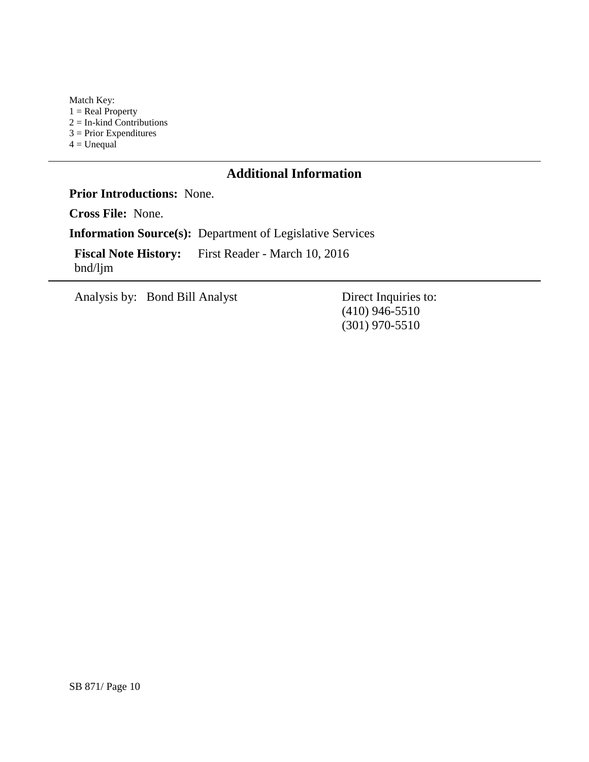Match Key:
1 = Real Property
2 = In-kind Contributions
3 = Prior Expenditures
4 = Unequal

## Additional Information

**Prior Introductions:** None.

**Cross File:** None.

**Information Source(s):** Department of Legislative Services

**Fiscal Note History:** First Reader - March 10, 2016
bnd/ljm

Analysis by: Bond Bill Analyst

Direct Inquiries to:
(410) 946-5510
(301) 970-5510